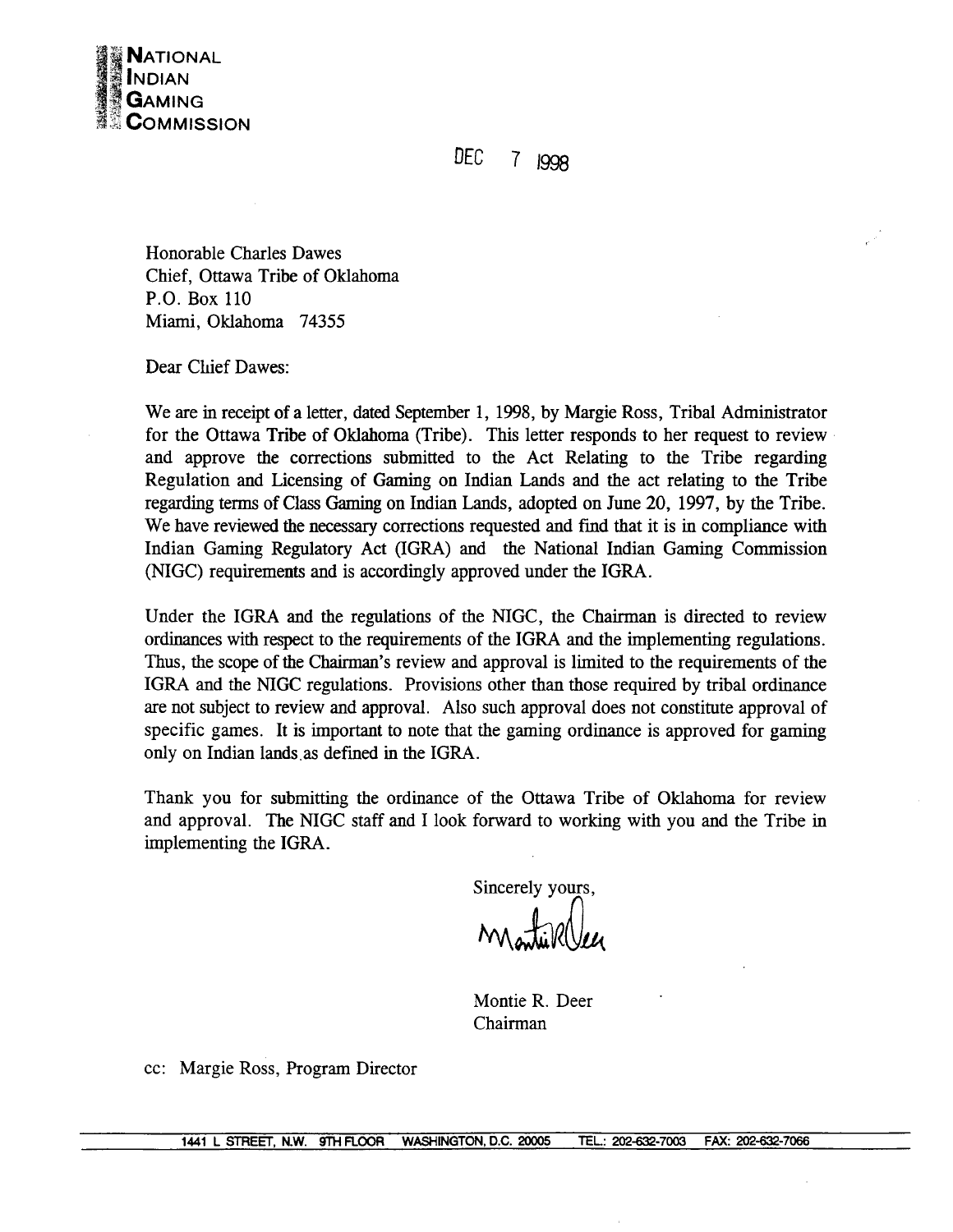**NATIONAL**
**INDIAN**
**GAMING**
**COMMISSION**

DEC 7 1998

Honorable Charles Dawes
Chief, Ottawa Tribe of Oklahoma
P.O. Box 110
Miami, Oklahoma 74355

Dear Chief Dawes:

We are in receipt of a letter, dated September 1, 1998, by Margie Ross, Tribal Administrator for the Ottawa Tribe of Oklahoma (Tribe). This letter responds to her request to review and approve the corrections submitted to the Act Relating to the Tribe regarding Regulation and Licensing of Gaming on Indian Lands and the act relating to the Tribe regarding terms of Class Gaming on Indian Lands, adopted on June 20, 1997, by the Tribe. We have reviewed the necessary corrections requested and find that it is in compliance with Indian Gaming Regulatory Act (IGRA) and the National Indian Gaming Commission (NIGC) requirements and is accordingly approved under the IGRA.

Under the IGRA and the regulations of the NIGC, the Chairman is directed to review ordinances with respect to the requirements of the IGRA and the implementing regulations. Thus, the scope of the Chairman's review and approval is limited to the requirements of the IGRA and the NIGC regulations. Provisions other than those required by tribal ordinance are not subject to review and approval. Also such approval does not constitute approval of specific games. It is important to note that the gaming ordinance is approved for gaming only on Indian lands as defined in the IGRA.

Thank you for submitting the ordinance of the Ottawa Tribe of Oklahoma for review and approval. The NIGC staff and I look forward to working with you and the Tribe in implementing the IGRA.

Sincerely yours,

Montie R. Deer
Chairman

cc: Margie Ross, Program Director

1441 L STREET, N.W. 9TH FLOOR WASHINGTON, D.C. 20005 TEL.: 202-632-7003 FAX: 202-632-7066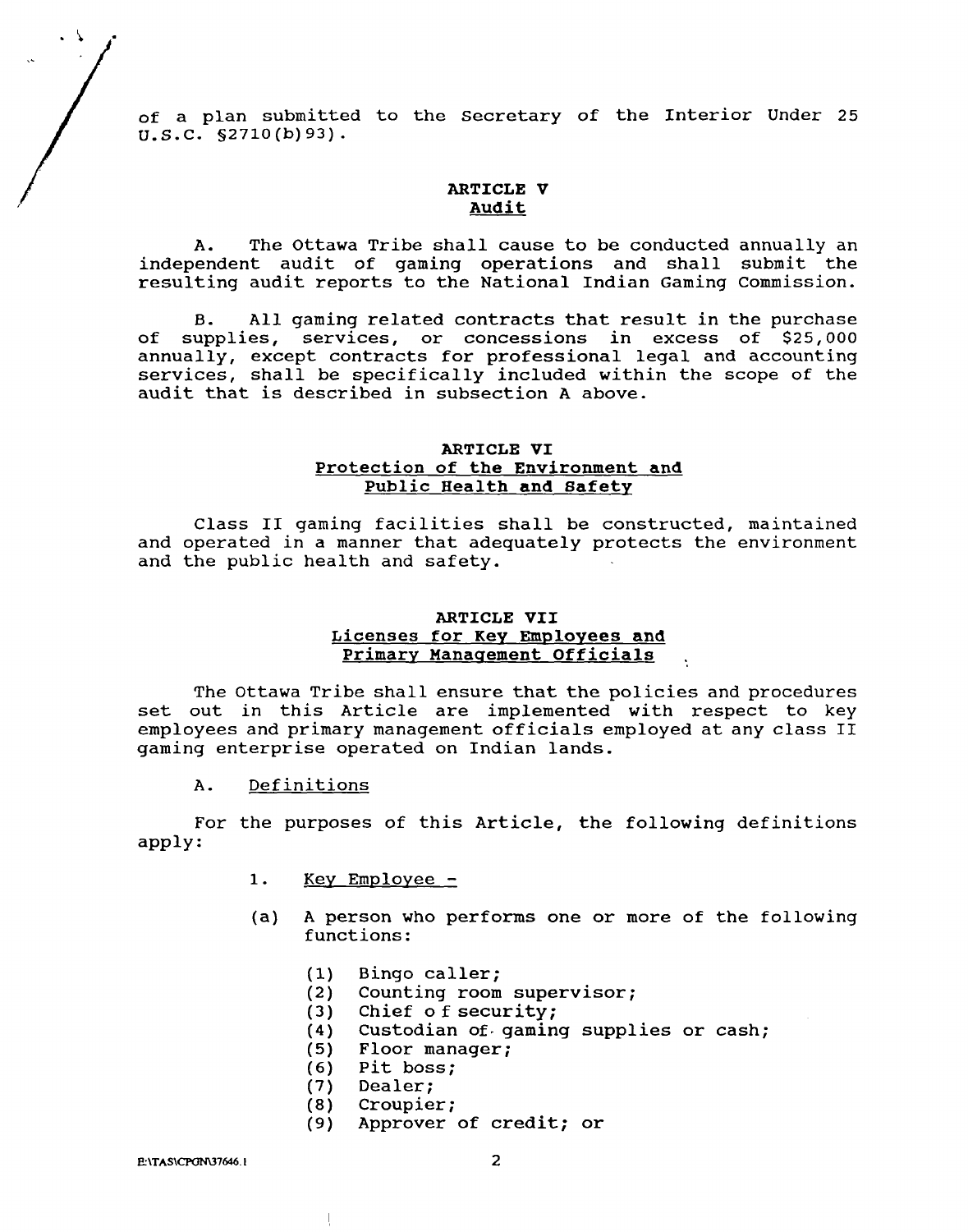of a plan submitted to the Secretary of the Interior Under 25 U.S.C. §2710(b)93).

## ARTICLE V
## Audit

A. The Ottawa Tribe shall cause to be conducted annually an independent audit of gaming operations and shall submit the resulting audit reports to the National Indian Gaming Commission.

B. All gaming related contracts that result in the purchase of supplies, services, or concessions in excess of $25,000 annually, except contracts for professional legal and accounting services, shall be specifically included within the scope of the audit that is described in subsection A above.

## ARTICLE VI
## Protection of the Environment and Public Health and Safety

Class II gaming facilities shall be constructed, maintained and operated in a manner that adequately protects the environment and the public health and safety.

## ARTICLE VII
## Licenses for Key Employees and Primary Management Officials

The Ottawa Tribe shall ensure that the policies and procedures set out in this Article are implemented with respect to key employees and primary management officials employed at any class II gaming enterprise operated on Indian lands.

A. Definitions

For the purposes of this Article, the following definitions apply:

1. Key Employee -

(a) A person who performs one or more of the following functions:

(1) Bingo caller;
(2) Counting room supervisor;
(3) Chief of security;
(4) Custodian of gaming supplies or cash;
(5) Floor manager;
(6) Pit boss;
(7) Dealer;
(8) Croupier;
(9) Approver of credit; or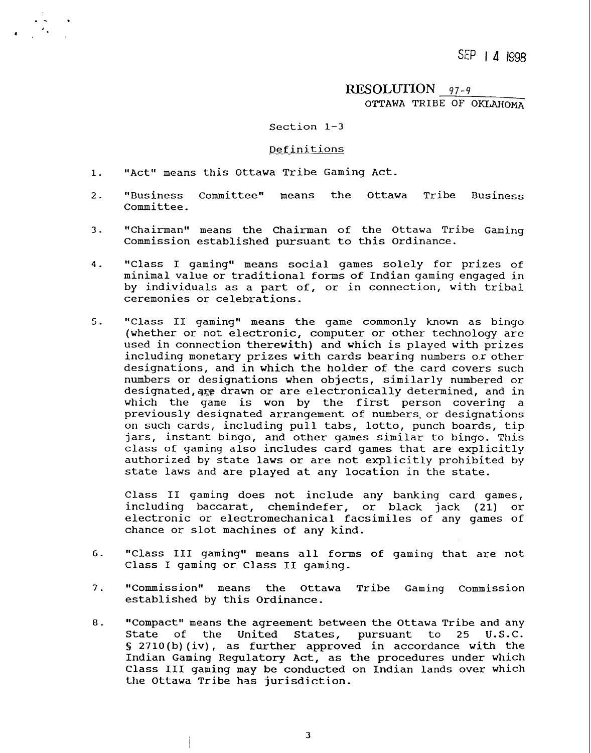SEP 14 1998

RESOLUTION 97-9

OTTAWA TRIBE OF OKLAHOMA

Section 1-3

Definitions

1. "Act" means this Ottawa Tribe Gaming Act.

2. "Business Committee" means the Ottawa Tribe Business Committee.

3. "Chairman" means the Chairman of the Ottawa Tribe Gaming Commission established pursuant to this Ordinance.

4. "Class I gaming" means social games solely for prizes of minimal value or traditional forms of Indian gaming engaged in by individuals as a part of, or in connection, with tribal ceremonies or celebrations.

5. "Class II gaming" means the game commonly known as bingo (whether or not electronic, computer or other technology are used in connection therewith) and which is played with prizes including monetary prizes with cards bearing numbers or other designations, and in which the holder of the card covers such numbers or designations when objects, similarly numbered or designated, are drawn or are electronically determined, and in which the game is won by the first person covering a previously designated arrangement of numbers or designations on such cards, including pull tabs, lotto, punch boards, tip jars, instant bingo, and other games similar to bingo. This class of gaming also includes card games that are explicitly authorized by state laws or are not explicitly prohibited by state laws and are played at any location in the state.

   Class II gaming does not include any banking card games, including baccarat, chemindefer, or black jack (21) or electronic or electromechanical facsimiles of any games of chance or slot machines of any kind.

6. "Class III gaming" means all forms of gaming that are not Class I gaming or Class II gaming.

7. "Commission" means the Ottawa Tribe Gaming Commission established by this Ordinance.

8. "Compact" means the agreement between the Ottawa Tribe and any State of the United States, pursuant to 25 U.S.C. § 2710(b)(iv), as further approved in accordance with the Indian Gaming Regulatory Act, as the procedures under which Class III gaming may be conducted on Indian lands over which the Ottawa Tribe has jurisdiction.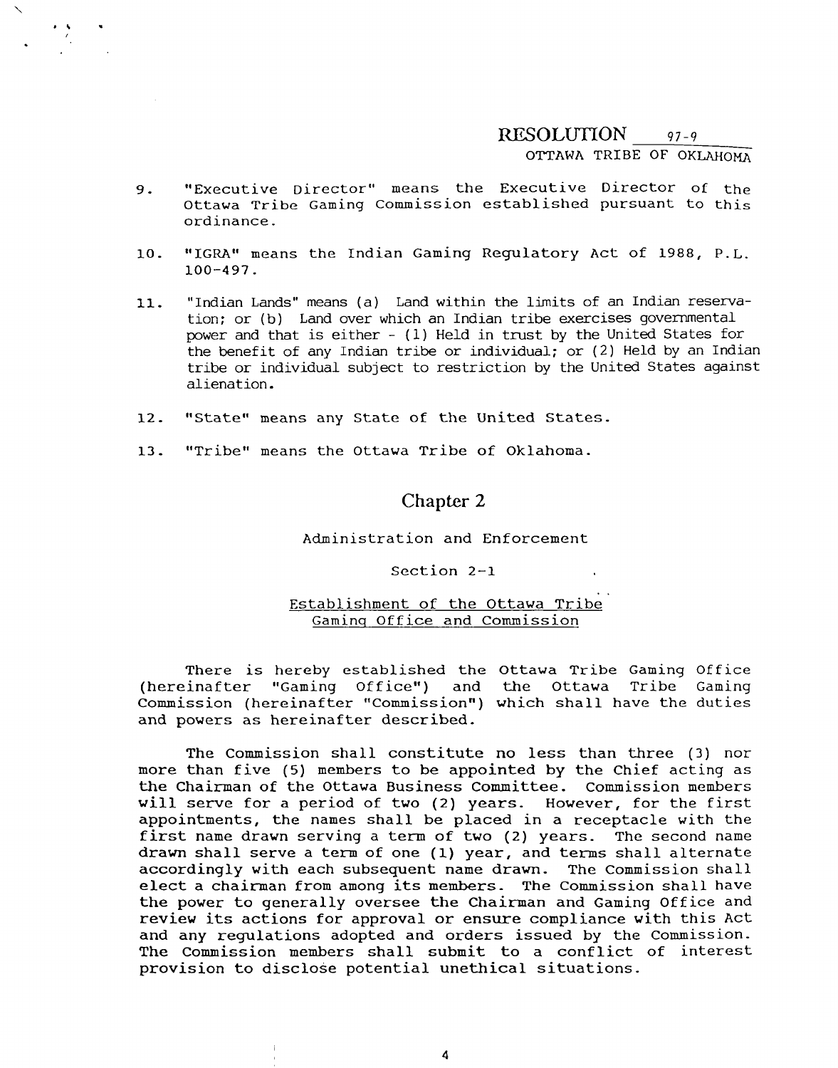RESOLUTION 97-9
OTTAWA TRIBE OF OKLAHOMA

9. "Executive Director" means the Executive Director of the Ottawa Tribe Gaming Commission established pursuant to this ordinance.

10. "IGRA" means the Indian Gaming Regulatory Act of 1988, P.L. 100-497.

11. "Indian Lands" means (a) Land within the limits of an Indian reservation; or (b) Land over which an Indian tribe exercises governmental power and that is either - (1) Held in trust by the United States for the benefit of any Indian tribe or individual; or (2) Held by an Indian tribe or individual subject to restriction by the United States against alienation.

12. "State" means any State of the United States.

13. "Tribe" means the Ottawa Tribe of Oklahoma.

## Chapter 2

### Administration and Enforcement

### Section 2-1

### Establishment of the Ottawa Tribe Gaming Office and Commission

There is hereby established the Ottawa Tribe Gaming Office (hereinafter "Gaming Office") and the Ottawa Tribe Gaming Commission (hereinafter "Commission") which shall have the duties and powers as hereinafter described.

The Commission shall constitute no less than three (3) nor more than five (5) members to be appointed by the Chief acting as the Chairman of the Ottawa Business Committee. Commission members will serve for a period of two (2) years. However, for the first appointments, the names shall be placed in a receptacle with the first name drawn serving a term of two (2) years. The second name drawn shall serve a term of one (1) year, and terms shall alternate accordingly with each subsequent name drawn. The Commission shall elect a chairman from among its members. The Commission shall have the power to generally oversee the Chairman and Gaming Office and review its actions for approval or ensure compliance with this Act and any regulations adopted and orders issued by the Commission. The Commission members shall submit to a conflict of interest provision to disclose potential unethical situations.